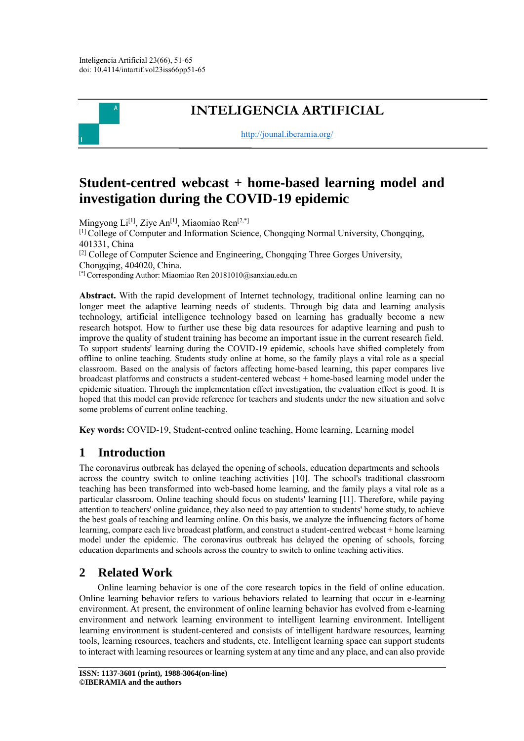# INTELIGENCIA ARTIFICIAL

http://jounal.iberamia.org/

# Student-centred webcast + home-based learning model and investigation during the COVID-19 epidemic

Mingyong Li[1], Ziye An[1], Miaomiao Ren[2,*]

[1] College of Computer and Information Science, Chongqing Normal University, Chongqing, 401331, China

[2] College of Computer Science and Engineering, Chongqing Three Gorges University, Chongqing, 404020, China.

[*] Corresponding Author: Miaomiao Ren 20181010@sanxiau.edu.cn

**Abstract.** With the rapid development of Internet technology, traditional online learning can no longer meet the adaptive learning needs of students. Through big data and learning analysis technology, artificial intelligence technology based on learning has gradually become a new research hotspot. How to further use these big data resources for adaptive learning and push to improve the quality of student training has become an important issue in the current research field. To support students' learning during the COVID-19 epidemic, schools have shifted completely from offline to online teaching. Students study online at home, so the family plays a vital role as a special classroom. Based on the analysis of factors affecting home-based learning, this paper compares live broadcast platforms and constructs a student-centered webcast + home-based learning model under the epidemic situation. Through the implementation effect investigation, the evaluation effect is good. It is hoped that this model can provide reference for teachers and students under the new situation and solve some problems of current online teaching.

**Key words:** COVID-19, Student-centred online teaching, Home learning, Learning model

## 1 Introduction

The coronavirus outbreak has delayed the opening of schools, education departments and schools across the country switch to online teaching activities [10]. The school's traditional classroom teaching has been transformed into web-based home learning, and the family plays a vital role as a particular classroom. Online teaching should focus on students' learning [11]. Therefore, while paying attention to teachers' online guidance, they also need to pay attention to students' home study, to achieve the best goals of teaching and learning online. On this basis, we analyze the influencing factors of home learning, compare each live broadcast platform, and construct a student-centred webcast + home learning model under the epidemic. The coronavirus outbreak has delayed the opening of schools, forcing education departments and schools across the country to switch to online teaching activities.

## 2 Related Work

Online learning behavior is one of the core research topics in the field of online education. Online learning behavior refers to various behaviors related to learning that occur in e-learning environment. At present, the environment of online learning behavior has evolved from e-learning environment and network learning environment to intelligent learning environment. Intelligent learning environment is student-centered and consists of intelligent hardware resources, learning tools, learning resources, teachers and students, etc. Intelligent learning space can support students to interact with learning resources or learning system at any time and any place, and can also provide

**ISSN: 1137-3601 (print), 1988-3064(on-line)**
**©IBERAMIA and the authors**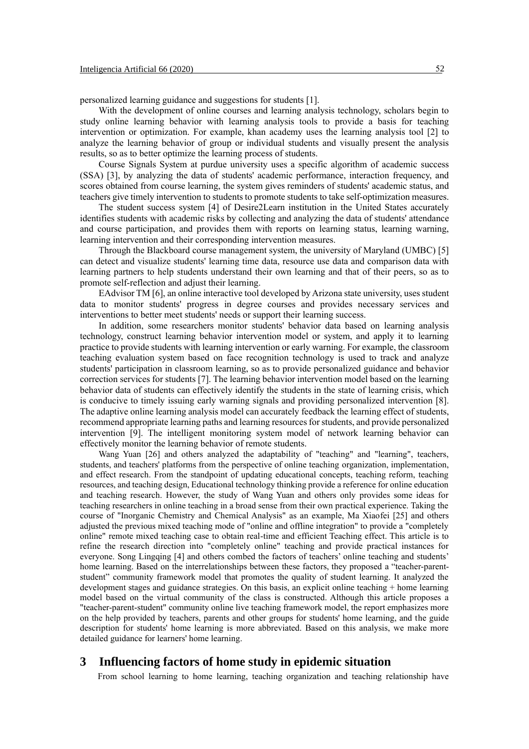personalized learning guidance and suggestions for students [1].

With the development of online courses and learning analysis technology, scholars begin to study online learning behavior with learning analysis tools to provide a basis for teaching intervention or optimization. For example, khan academy uses the learning analysis tool [2] to analyze the learning behavior of group or individual students and visually present the analysis results, so as to better optimize the learning process of students.

Course Signals System at purdue university uses a specific algorithm of academic success (SSA) [3], by analyzing the data of students' academic performance, interaction frequency, and scores obtained from course learning, the system gives reminders of students' academic status, and teachers give timely intervention to students to promote students to take self-optimization measures.

The student success system [4] of Desire2Learn institution in the United States accurately identifies students with academic risks by collecting and analyzing the data of students' attendance and course participation, and provides them with reports on learning status, learning warning, learning intervention and their corresponding intervention measures.

Through the Blackboard course management system, the university of Maryland (UMBC) [5] can detect and visualize students' learning time data, resource use data and comparison data with learning partners to help students understand their own learning and that of their peers, so as to promote self-reflection and adjust their learning.

EAdvisor TM [6], an online interactive tool developed by Arizona state university, uses student data to monitor students' progress in degree courses and provides necessary services and interventions to better meet students' needs or support their learning success.

In addition, some researchers monitor students' behavior data based on learning analysis technology, construct learning behavior intervention model or system, and apply it to learning practice to provide students with learning intervention or early warning. For example, the classroom teaching evaluation system based on face recognition technology is used to track and analyze students' participation in classroom learning, so as to provide personalized guidance and behavior correction services for students [7]. The learning behavior intervention model based on the learning behavior data of students can effectively identify the students in the state of learning crisis, which is conducive to timely issuing early warning signals and providing personalized intervention [8]. The adaptive online learning analysis model can accurately feedback the learning effect of students, recommend appropriate learning paths and learning resources for students, and provide personalized intervention [9]. The intelligent monitoring system model of network learning behavior can effectively monitor the learning behavior of remote students.

Wang Yuan [26] and others analyzed the adaptability of "teaching" and "learning", teachers, students, and teachers' platforms from the perspective of online teaching organization, implementation, and effect research. From the standpoint of updating educational concepts, teaching reform, teaching resources, and teaching design, Educational technology thinking provide a reference for online education and teaching research. However, the study of Wang Yuan and others only provides some ideas for teaching researchers in online teaching in a broad sense from their own practical experience. Taking the course of "Inorganic Chemistry and Chemical Analysis" as an example, Ma Xiaofei [25] and others adjusted the previous mixed teaching mode of "online and offline integration" to provide a "completely online" remote mixed teaching case to obtain real-time and efficient Teaching effect. This article is to refine the research direction into "completely online" teaching and provide practical instances for everyone. Song Lingqing [4] and others combed the factors of teachers' online teaching and students' home learning. Based on the interrelationships between these factors, they proposed a "teacher-parent-student" community framework model that promotes the quality of student learning. It analyzed the development stages and guidance strategies. On this basis, an explicit online teaching + home learning model based on the virtual community of the class is constructed. Although this article proposes a "teacher-parent-student" community online live teaching framework model, the report emphasizes more on the help provided by teachers, parents and other groups for students' home learning, and the guide description for students' home learning is more abbreviated. Based on this analysis, we make more detailed guidance for learners' home learning.

## 3 Influencing factors of home study in epidemic situation

From school learning to home learning, teaching organization and teaching relationship have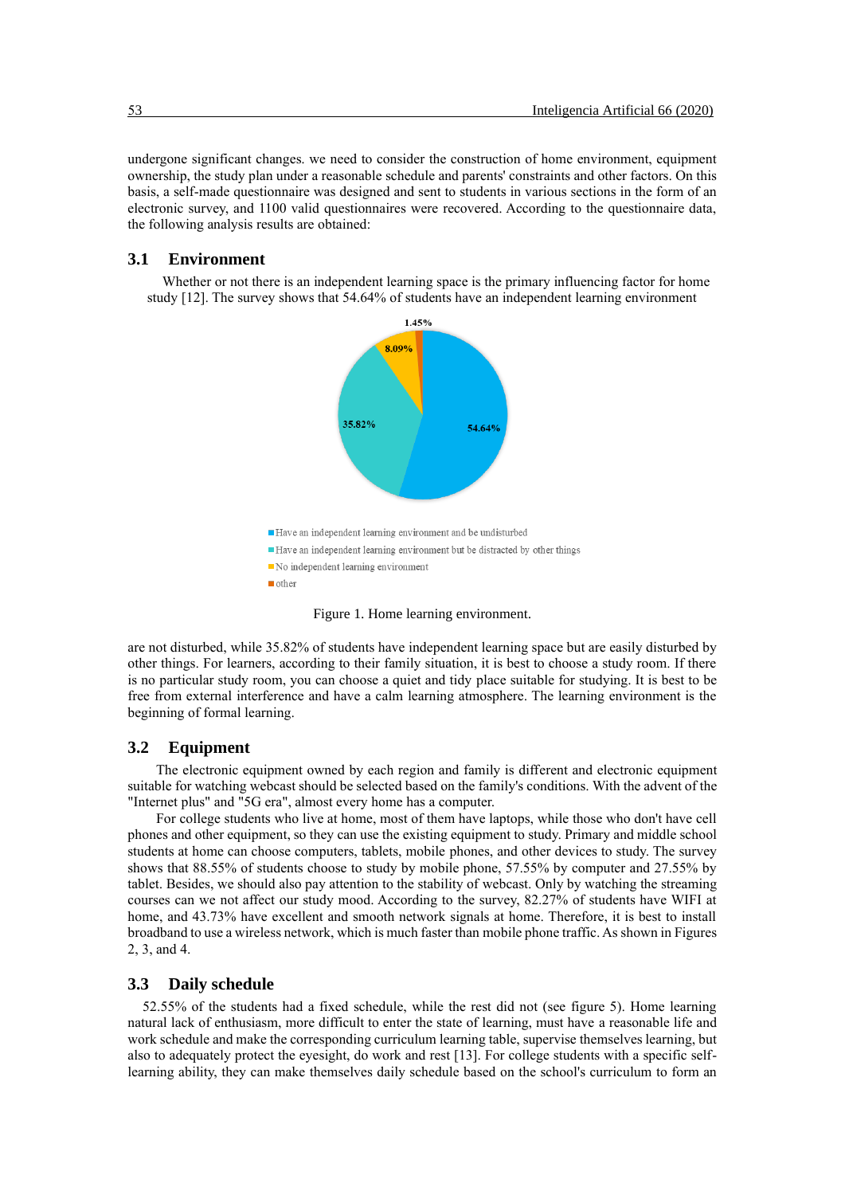undergone significant changes. we need to consider the construction of home environment, equipment ownership, the study plan under a reasonable schedule and parents' constraints and other factors. On this basis, a self-made questionnaire was designed and sent to students in various sections in the form of an electronic survey, and 1100 valid questionnaires were recovered. According to the questionnaire data, the following analysis results are obtained:

## 3.1 Environment

Whether or not there is an independent learning space is the primary influencing factor for home study [12]. The survey shows that 54.64% of students have an independent learning environment

1.45%
8.09%
35.82%
54.64%

Have an independent learning environment and be undisturbed
Have an independent learning environment but be distracted by other things
No independent learning environment
other

Figure 1. Home learning environment.

are not disturbed, while 35.82% of students have independent learning space but are easily disturbed by other things. For learners, according to their family situation, it is best to choose a study room. If there is no particular study room, you can choose a quiet and tidy place suitable for studying. It is best to be free from external interference and have a calm learning atmosphere. The learning environment is the beginning of formal learning.

## 3.2 Equipment

The electronic equipment owned by each region and family is different and electronic equipment suitable for watching webcast should be selected based on the family's conditions. With the advent of the "Internet plus" and "5G era", almost every home has a computer.

For college students who live at home, most of them have laptops, while those who don't have cell phones and other equipment, so they can use the existing equipment to study. Primary and middle school students at home can choose computers, tablets, mobile phones, and other devices to study. The survey shows that 88.55% of students choose to study by mobile phone, 57.55% by computer and 27.55% by tablet. Besides, we should also pay attention to the stability of webcast. Only by watching the streaming courses can we not affect our study mood. According to the survey, 82.27% of students have WIFI at home, and 43.73% have excellent and smooth network signals at home. Therefore, it is best to install broadband to use a wireless network, which is much faster than mobile phone traffic. As shown in Figures 2, 3, and 4.

## 3.3 Daily schedule

52.55% of the students had a fixed schedule, while the rest did not (see figure 5). Home learning natural lack of enthusiasm, more difficult to enter the state of learning, must have a reasonable life and work schedule and make the corresponding curriculum learning table, supervise themselves learning, but also to adequately protect the eyesight, do work and rest [13]. For college students with a specific self-learning ability, they can make themselves daily schedule based on the school's curriculum to form an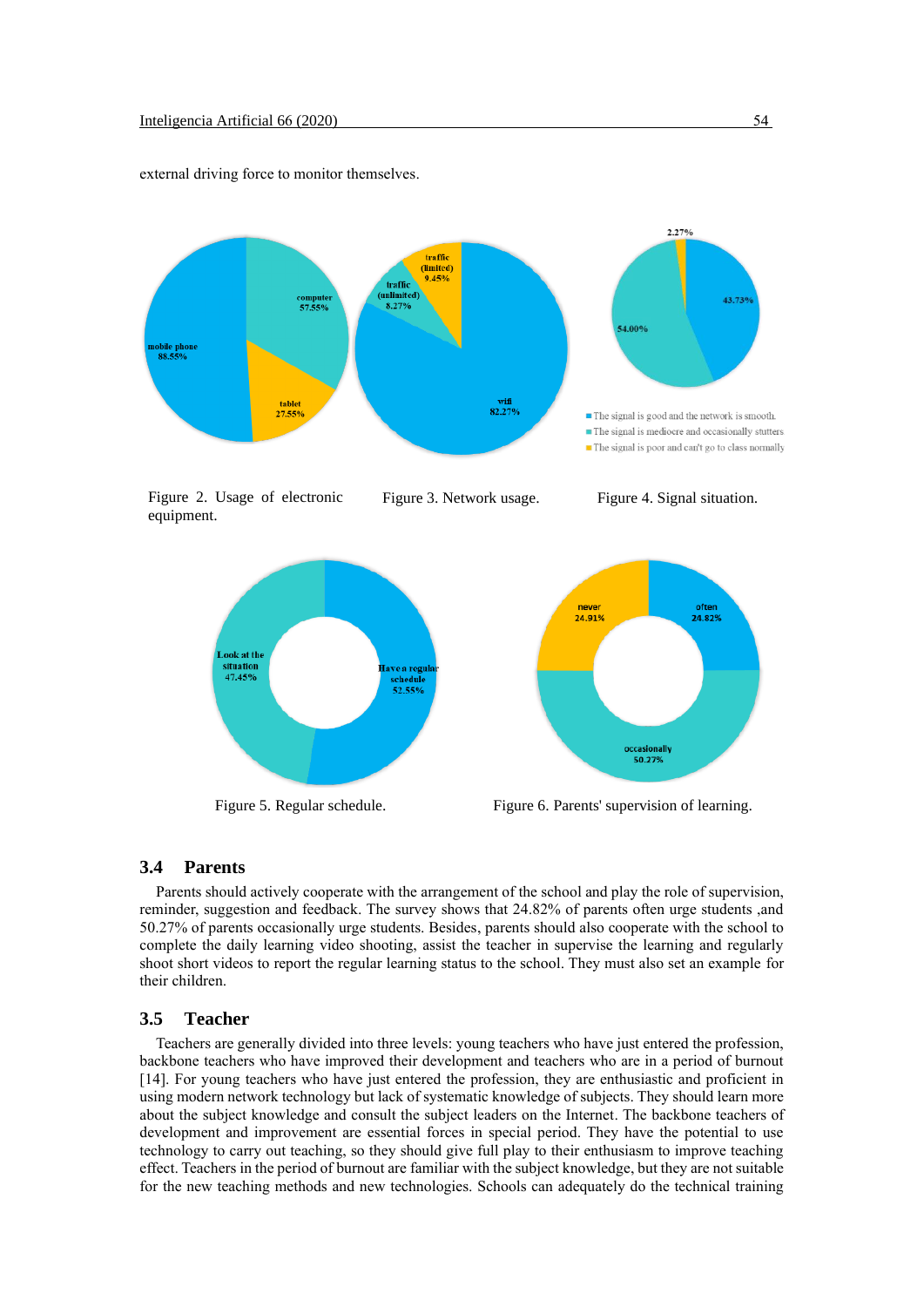external driving force to monitor themselves.

mobile phone
88.55%
computer
57.55%
tablet
27.55%

Figure 2. Usage of electronic equipment.

traffic
(limited)
9.45%
traffic
(unlimited)
8.27%
wifi
82.27%

Figure 3. Network usage.

2.27%
43.73%
54.00%

The signal is good and the network is smooth.
The signal is mediocre and occasionally stutters
The signal is poor and can't go to class normally

Figure 4. Signal situation.

Look at the situation
47.45%
Have a regular schedule
52.55%

Figure 5. Regular schedule.

never
24.91%
often
24.82%
occasionally
50.27%

Figure 6. Parents' supervision of learning.

### 3.4 Parents

Parents should actively cooperate with the arrangement of the school and play the role of supervision, reminder, suggestion and feedback. The survey shows that 24.82% of parents often urge students ,and 50.27% of parents occasionally urge students. Besides, parents should also cooperate with the school to complete the daily learning video shooting, assist the teacher in supervise the learning and regularly shoot short videos to report the regular learning status to the school. They must also set an example for their children.

### 3.5 Teacher

Teachers are generally divided into three levels: young teachers who have just entered the profession, backbone teachers who have improved their development and teachers who are in a period of burnout [14]. For young teachers who have just entered the profession, they are enthusiastic and proficient in using modern network technology but lack of systematic knowledge of subjects. They should learn more about the subject knowledge and consult the subject leaders on the Internet. The backbone teachers of development and improvement are essential forces in special period. They have the potential to use technology to carry out teaching, so they should give full play to their enthusiasm to improve teaching effect. Teachers in the period of burnout are familiar with the subject knowledge, but they are not suitable for the new teaching methods and new technologies. Schools can adequately do the technical training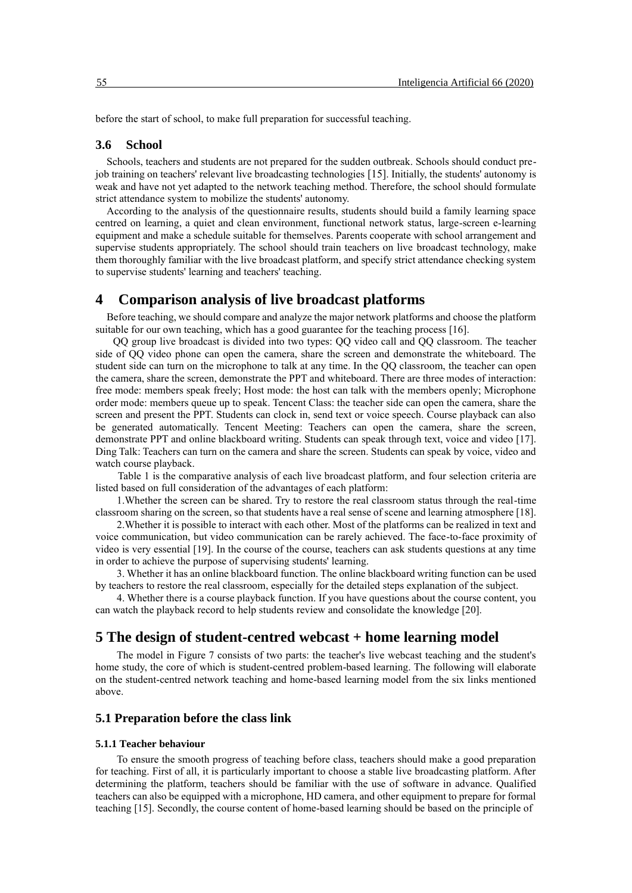before the start of school, to make full preparation for successful teaching.

### 3.6 School

Schools, teachers and students are not prepared for the sudden outbreak. Schools should conduct pre-job training on teachers' relevant live broadcasting technologies [15]. Initially, the students' autonomy is weak and have not yet adapted to the network teaching method. Therefore, the school should formulate strict attendance system to mobilize the students' autonomy.

According to the analysis of the questionnaire results, students should build a family learning space centred on learning, a quiet and clean environment, functional network status, large-screen e-learning equipment and make a schedule suitable for themselves. Parents cooperate with school arrangement and supervise students appropriately. The school should train teachers on live broadcast technology, make them thoroughly familiar with the live broadcast platform, and specify strict attendance checking system to supervise students' learning and teachers' teaching.

## 4 Comparison analysis of live broadcast platforms

Before teaching, we should compare and analyze the major network platforms and choose the platform suitable for our own teaching, which has a good guarantee for the teaching process [16].

QQ group live broadcast is divided into two types: QQ video call and QQ classroom. The teacher side of QQ video phone can open the camera, share the screen and demonstrate the whiteboard. The student side can turn on the microphone to talk at any time. In the QQ classroom, the teacher can open the camera, share the screen, demonstrate the PPT and whiteboard. There are three modes of interaction: free mode: members speak freely; Host mode: the host can talk with the members openly; Microphone order mode: members queue up to speak. Tencent Class: the teacher side can open the camera, share the screen and present the PPT. Students can clock in, send text or voice speech. Course playback can also be generated automatically. Tencent Meeting: Teachers can open the camera, share the screen, demonstrate PPT and online blackboard writing. Students can speak through text, voice and video [17]. Ding Talk: Teachers can turn on the camera and share the screen. Students can speak by voice, video and watch course playback.

Table 1 is the comparative analysis of each live broadcast platform, and four selection criteria are listed based on full consideration of the advantages of each platform:

1. Whether the screen can be shared. Try to restore the real classroom status through the real-time classroom sharing on the screen, so that students have a real sense of scene and learning atmosphere [18].

2. Whether it is possible to interact with each other. Most of the platforms can be realized in text and voice communication, but video communication can be rarely achieved. The face-to-face proximity of video is very essential [19]. In the course of the course, teachers can ask students questions at any time in order to achieve the purpose of supervising students' learning.

3. Whether it has an online blackboard function. The online blackboard writing function can be used by teachers to restore the real classroom, especially for the detailed steps explanation of the subject.

4. Whether there is a course playback function. If you have questions about the course content, you can watch the playback record to help students review and consolidate the knowledge [20].

## 5 The design of student-centred webcast + home learning model

The model in Figure 7 consists of two parts: the teacher's live webcast teaching and the student's home study, the core of which is student-centred problem-based learning. The following will elaborate on the student-centred network teaching and home-based learning model from the six links mentioned above.

### 5.1 Preparation before the class link

#### 5.1.1 Teacher behaviour

To ensure the smooth progress of teaching before class, teachers should make a good preparation for teaching. First of all, it is particularly important to choose a stable live broadcasting platform. After determining the platform, teachers should be familiar with the use of software in advance. Qualified teachers can also be equipped with a microphone, HD camera, and other equipment to prepare for formal teaching [15]. Secondly, the course content of home-based learning should be based on the principle of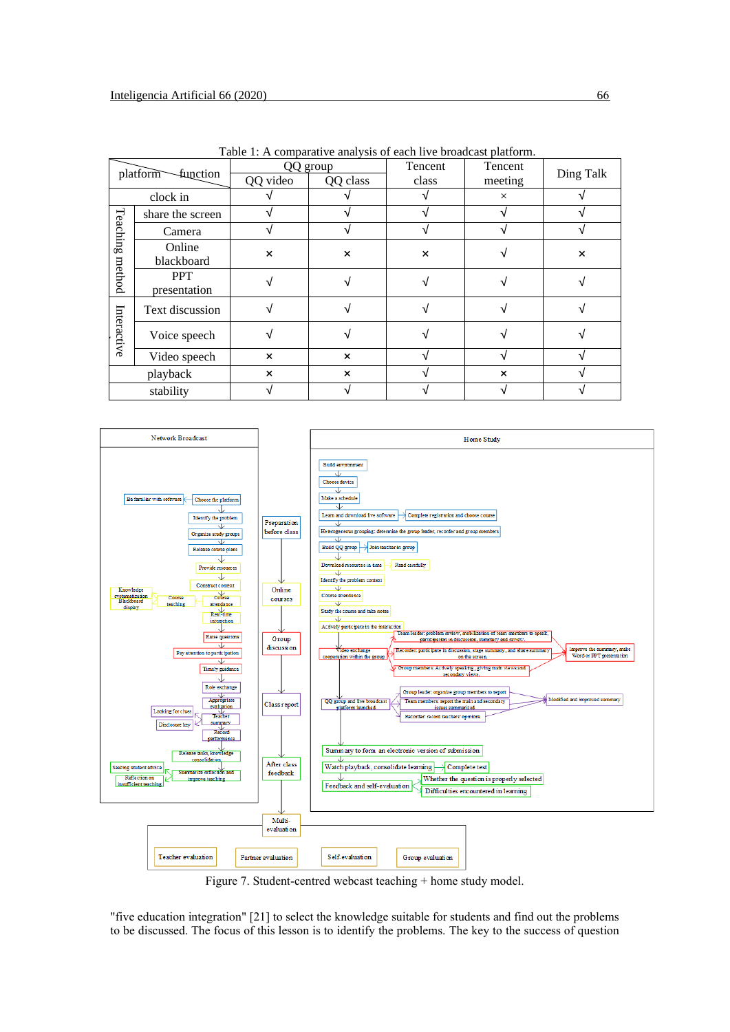Table 1: A comparative analysis of each live broadcast platform.

| platform / function | | QQ group | | Tencent class | Tencent meeting | Ding Talk |
|---|---|---|---|---|---|---|
| | | QQ video | QQ class | | | |
| clock in | | √ | √ | √ | × | √ |
| Teaching method | share the screen | √ | √ | √ | √ | √ |
| | Camera | √ | √ | √ | √ | √ |
| | Online blackboard | × | × | × | √ | × |
| | PPT presentation | √ | √ | √ | √ | √ |
| Interactive | Text discussion | √ | √ | √ | √ | √ |
| | Voice speech | √ | √ | √ | √ | √ |
| | Video speech | × | × | √ | √ | √ |
| playback | | × | × | √ | × | √ |
| stability | | √ | √ | √ | √ | √ |

Network Broadcast

Be familiar with software
Choose the platform
Identify the problem
Organize study groups
Release course plans
Provide resources
Construct context
Knowledge systematization Blackboard display
Course teaching
Course attendance
Real-time interaction
Raise questions
Pay attention to participation
Timely guidance
Role exchange
Appropriate evaluation
Looking for clues
Disclosure key
Teacher summary
Record performance
Release tasks, knowledge consolidation
Seeking student advice
Reflection on insufficient teaching
Summarize reflection and improve teaching

Preparation before class
Online courses
Group discussion
Class report
After class feedback
Multi-evaluation

Home Study

Build environment
Choose device
Make a schedule
Learn and download live software
Complete registration and choose course
Heterogeneous grouping: determine the group leader, recorder and group members
Build QQ group
Join teacher in group
Download resources in time
Read carefully
Identify the problem context
Course attendance
Study the course and take notes
Actively participate in the interaction
Team leader: problem review, mobilization of team members to speak, participation in discussion, summary and review.
Video exchange cooperation within the group
Recorder: participate in discussion, stage summary, and share summary on the screen.
Group members: Actively speaking, giving main views and secondary views.
Improve the summary, make Word or PPT presentation
Group leader: organize group members to report
QQ group and live broadcast platform launched
Team members: report the main and secondary issues summarized
Recorder: record teachers' opinions
Modified and improved summary
Summary to form an electronic version of submission
Watch playback, consolidate learning
Complete test
Whether the question is properly selected
Feedback and self-evaluation
Difficulties encountered in learning

Teacher evaluation
Partner evaluation
Self-evaluation
Group evaluation

Figure 7. Student-centred webcast teaching + home study model.

"five education integration" [21] to select the knowledge suitable for students and find out the problems to be discussed. The focus of this lesson is to identify the problems. The key to the success of question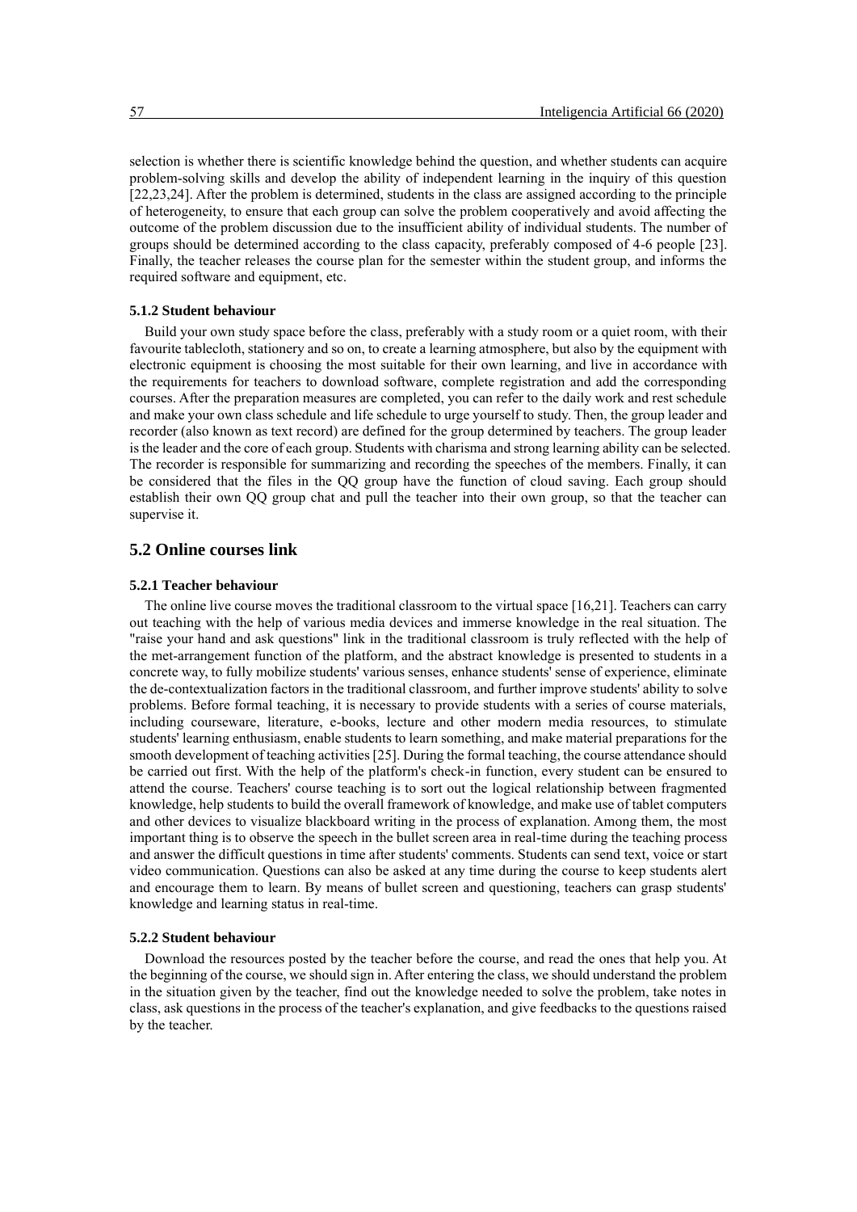selection is whether there is scientific knowledge behind the question, and whether students can acquire problem-solving skills and develop the ability of independent learning in the inquiry of this question [22,23,24]. After the problem is determined, students in the class are assigned according to the principle of heterogeneity, to ensure that each group can solve the problem cooperatively and avoid affecting the outcome of the problem discussion due to the insufficient ability of individual students. The number of groups should be determined according to the class capacity, preferably composed of 4-6 people [23]. Finally, the teacher releases the course plan for the semester within the student group, and informs the required software and equipment, etc.

#### 5.1.2 Student behaviour

Build your own study space before the class, preferably with a study room or a quiet room, with their favourite tablecloth, stationery and so on, to create a learning atmosphere, but also by the equipment with electronic equipment is choosing the most suitable for their own learning, and live in accordance with the requirements for teachers to download software, complete registration and add the corresponding courses. After the preparation measures are completed, you can refer to the daily work and rest schedule and make your own class schedule and life schedule to urge yourself to study. Then, the group leader and recorder (also known as text record) are defined for the group determined by teachers. The group leader is the leader and the core of each group. Students with charisma and strong learning ability can be selected. The recorder is responsible for summarizing and recording the speeches of the members. Finally, it can be considered that the files in the QQ group have the function of cloud saving. Each group should establish their own QQ group chat and pull the teacher into their own group, so that the teacher can supervise it.

### 5.2 Online courses link

#### 5.2.1 Teacher behaviour

The online live course moves the traditional classroom to the virtual space [16,21]. Teachers can carry out teaching with the help of various media devices and immerse knowledge in the real situation. The "raise your hand and ask questions" link in the traditional classroom is truly reflected with the help of the met-arrangement function of the platform, and the abstract knowledge is presented to students in a concrete way, to fully mobilize students' various senses, enhance students' sense of experience, eliminate the de-contextualization factors in the traditional classroom, and further improve students' ability to solve problems. Before formal teaching, it is necessary to provide students with a series of course materials, including courseware, literature, e-books, lecture and other modern media resources, to stimulate students' learning enthusiasm, enable students to learn something, and make material preparations for the smooth development of teaching activities [25]. During the formal teaching, the course attendance should be carried out first. With the help of the platform's check-in function, every student can be ensured to attend the course. Teachers' course teaching is to sort out the logical relationship between fragmented knowledge, help students to build the overall framework of knowledge, and make use of tablet computers and other devices to visualize blackboard writing in the process of explanation. Among them, the most important thing is to observe the speech in the bullet screen area in real-time during the teaching process and answer the difficult questions in time after students' comments. Students can send text, voice or start video communication. Questions can also be asked at any time during the course to keep students alert and encourage them to learn. By means of bullet screen and questioning, teachers can grasp students' knowledge and learning status in real-time.

#### 5.2.2 Student behaviour

Download the resources posted by the teacher before the course, and read the ones that help you. At the beginning of the course, we should sign in. After entering the class, we should understand the problem in the situation given by the teacher, find out the knowledge needed to solve the problem, take notes in class, ask questions in the process of the teacher's explanation, and give feedbacks to the questions raised by the teacher.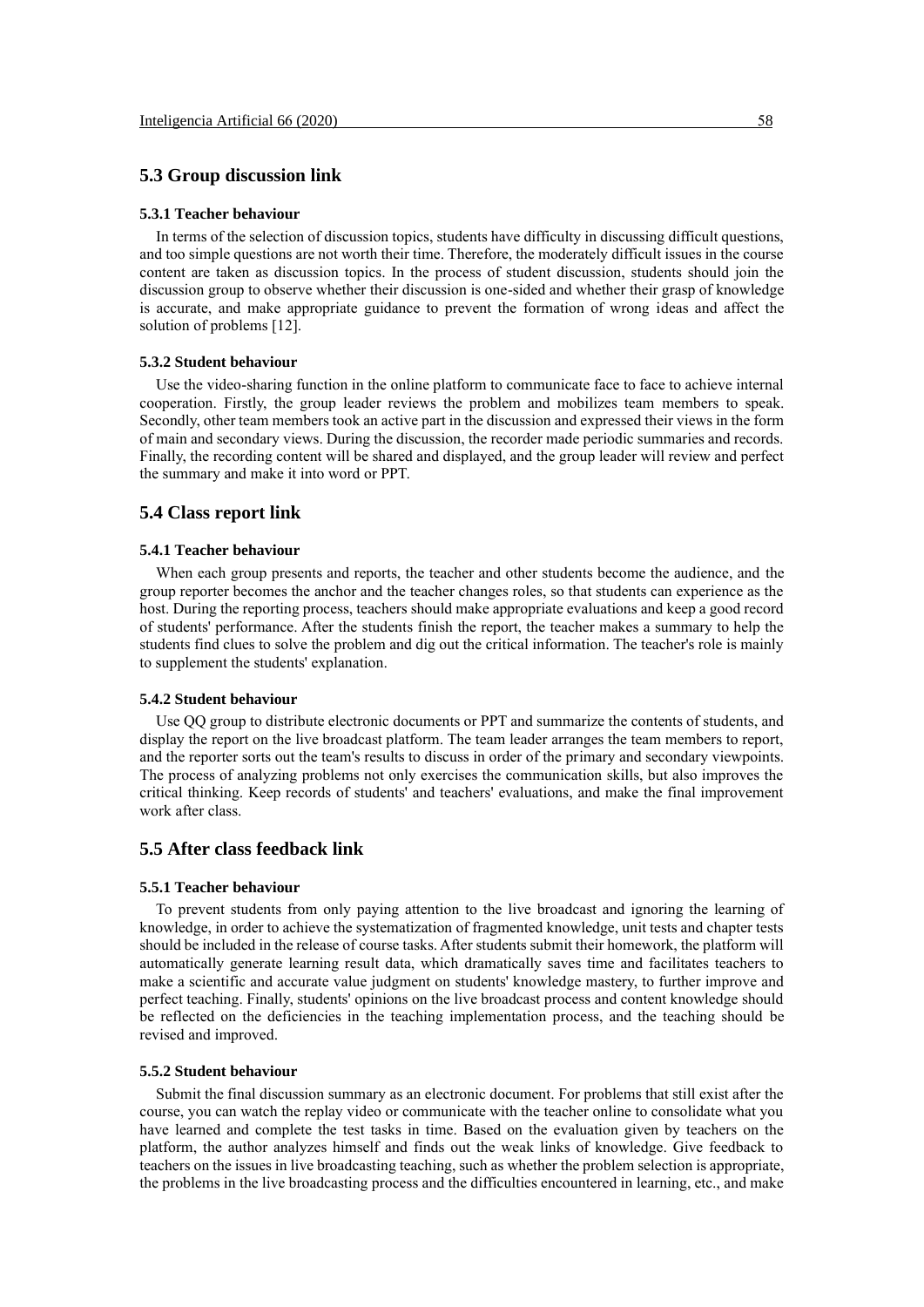## 5.3 Group discussion link

#### 5.3.1 Teacher behaviour

In terms of the selection of discussion topics, students have difficulty in discussing difficult questions, and too simple questions are not worth their time. Therefore, the moderately difficult issues in the course content are taken as discussion topics. In the process of student discussion, students should join the discussion group to observe whether their discussion is one-sided and whether their grasp of knowledge is accurate, and make appropriate guidance to prevent the formation of wrong ideas and affect the solution of problems [12].

#### 5.3.2 Student behaviour

Use the video-sharing function in the online platform to communicate face to face to achieve internal cooperation. Firstly, the group leader reviews the problem and mobilizes team members to speak. Secondly, other team members took an active part in the discussion and expressed their views in the form of main and secondary views. During the discussion, the recorder made periodic summaries and records. Finally, the recording content will be shared and displayed, and the group leader will review and perfect the summary and make it into word or PPT.

## 5.4 Class report link

#### 5.4.1 Teacher behaviour

When each group presents and reports, the teacher and other students become the audience, and the group reporter becomes the anchor and the teacher changes roles, so that students can experience as the host. During the reporting process, teachers should make appropriate evaluations and keep a good record of students' performance. After the students finish the report, the teacher makes a summary to help the students find clues to solve the problem and dig out the critical information. The teacher's role is mainly to supplement the students' explanation.

#### 5.4.2 Student behaviour

Use QQ group to distribute electronic documents or PPT and summarize the contents of students, and display the report on the live broadcast platform. The team leader arranges the team members to report, and the reporter sorts out the team's results to discuss in order of the primary and secondary viewpoints. The process of analyzing problems not only exercises the communication skills, but also improves the critical thinking. Keep records of students' and teachers' evaluations, and make the final improvement work after class.

## 5.5 After class feedback link

#### 5.5.1 Teacher behaviour

To prevent students from only paying attention to the live broadcast and ignoring the learning of knowledge, in order to achieve the systematization of fragmented knowledge, unit tests and chapter tests should be included in the release of course tasks. After students submit their homework, the platform will automatically generate learning result data, which dramatically saves time and facilitates teachers to make a scientific and accurate value judgment on students' knowledge mastery, to further improve and perfect teaching. Finally, students' opinions on the live broadcast process and content knowledge should be reflected on the deficiencies in the teaching implementation process, and the teaching should be revised and improved.

#### 5.5.2 Student behaviour

Submit the final discussion summary as an electronic document. For problems that still exist after the course, you can watch the replay video or communicate with the teacher online to consolidate what you have learned and complete the test tasks in time. Based on the evaluation given by teachers on the platform, the author analyzes himself and finds out the weak links of knowledge. Give feedback to teachers on the issues in live broadcasting teaching, such as whether the problem selection is appropriate, the problems in the live broadcasting process and the difficulties encountered in learning, etc., and make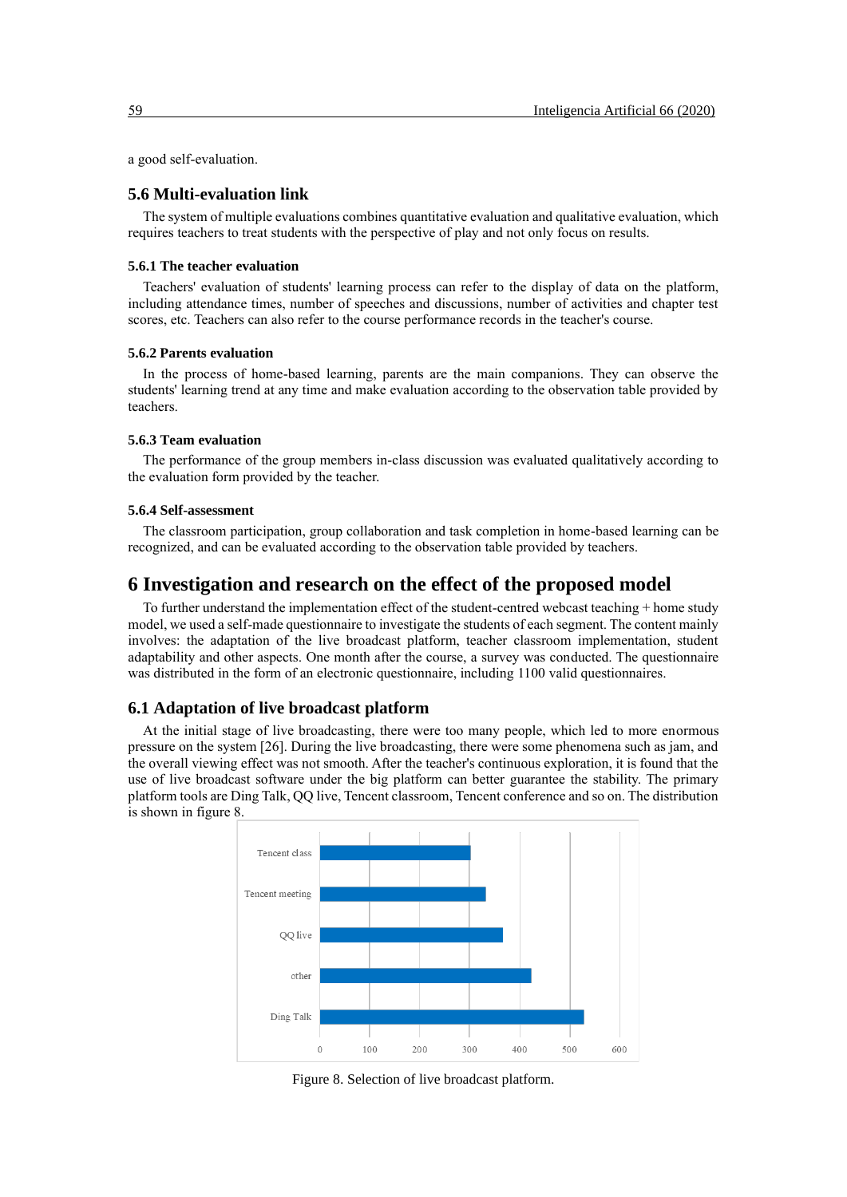a good self-evaluation.

## 5.6 Multi-evaluation link

The system of multiple evaluations combines quantitative evaluation and qualitative evaluation, which requires teachers to treat students with the perspective of play and not only focus on results.

### 5.6.1 The teacher evaluation

Teachers' evaluation of students' learning process can refer to the display of data on the platform, including attendance times, number of speeches and discussions, number of activities and chapter test scores, etc. Teachers can also refer to the course performance records in the teacher's course.

### 5.6.2 Parents evaluation

In the process of home-based learning, parents are the main companions. They can observe the students' learning trend at any time and make evaluation according to the observation table provided by teachers.

### 5.6.3 Team evaluation

The performance of the group members in-class discussion was evaluated qualitatively according to the evaluation form provided by the teacher.

### 5.6.4 Self-assessment

The classroom participation, group collaboration and task completion in home-based learning can be recognized, and can be evaluated according to the observation table provided by teachers.

# 6 Investigation and research on the effect of the proposed model

To further understand the implementation effect of the student-centred webcast teaching + home study model, we used a self-made questionnaire to investigate the students of each segment. The content mainly involves: the adaptation of the live broadcast platform, teacher classroom implementation, student adaptability and other aspects. One month after the course, a survey was conducted. The questionnaire was distributed in the form of an electronic questionnaire, including 1100 valid questionnaires.

## 6.1 Adaptation of live broadcast platform

At the initial stage of live broadcasting, there were too many people, which led to more enormous pressure on the system [26]. During the live broadcasting, there were some phenomena such as jam, and the overall viewing effect was not smooth. After the teacher's continuous exploration, it is found that the use of live broadcast software under the big platform can better guarantee the stability. The primary platform tools are Ding Talk, QQ live, Tencent classroom, Tencent conference and so on. The distribution is shown in figure 8.

Tencent class
Tencent meeting
QQ live
other
Ding Talk

0 100 200 300 400 500 600

Figure 8. Selection of live broadcast platform.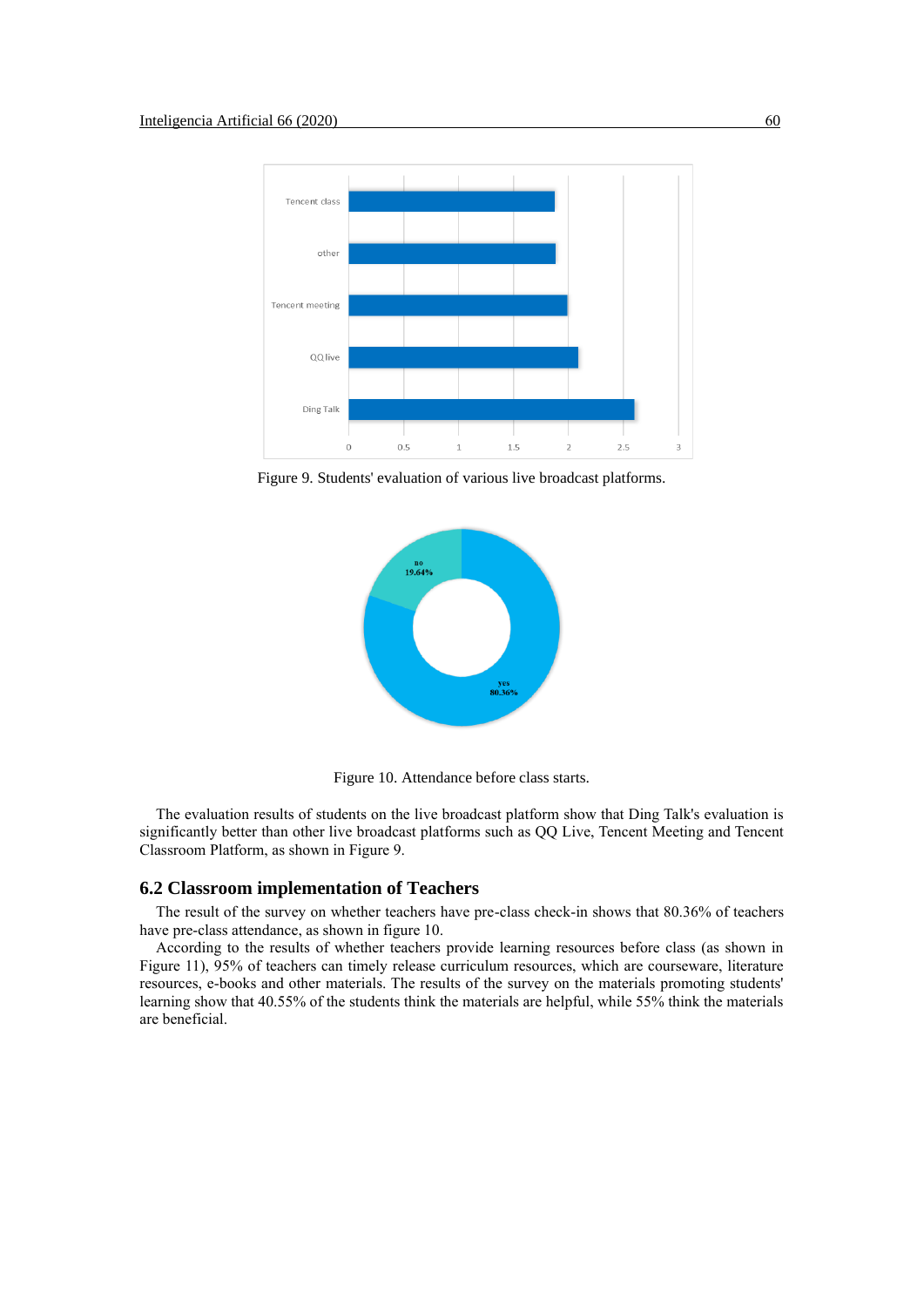Tencent class

other

Tencent meeting

QQ live

Ding Talk

0 0.5 1 1.5 2 2.5 3

Figure 9. Students' evaluation of various live broadcast platforms.

no
19.64%

yes
80.36%

Figure 10. Attendance before class starts.

The evaluation results of students on the live broadcast platform show that Ding Talk's evaluation is significantly better than other live broadcast platforms such as QQ Live, Tencent Meeting and Tencent Classroom Platform, as shown in Figure 9.

## 6.2 Classroom implementation of Teachers

The result of the survey on whether teachers have pre-class check-in shows that 80.36% of teachers have pre-class attendance, as shown in figure 10.

According to the results of whether teachers provide learning resources before class (as shown in Figure 11), 95% of teachers can timely release curriculum resources, which are courseware, literature resources, e-books and other materials. The results of the survey on the materials promoting students' learning show that 40.55% of the students think the materials are helpful, while 55% think the materials are beneficial.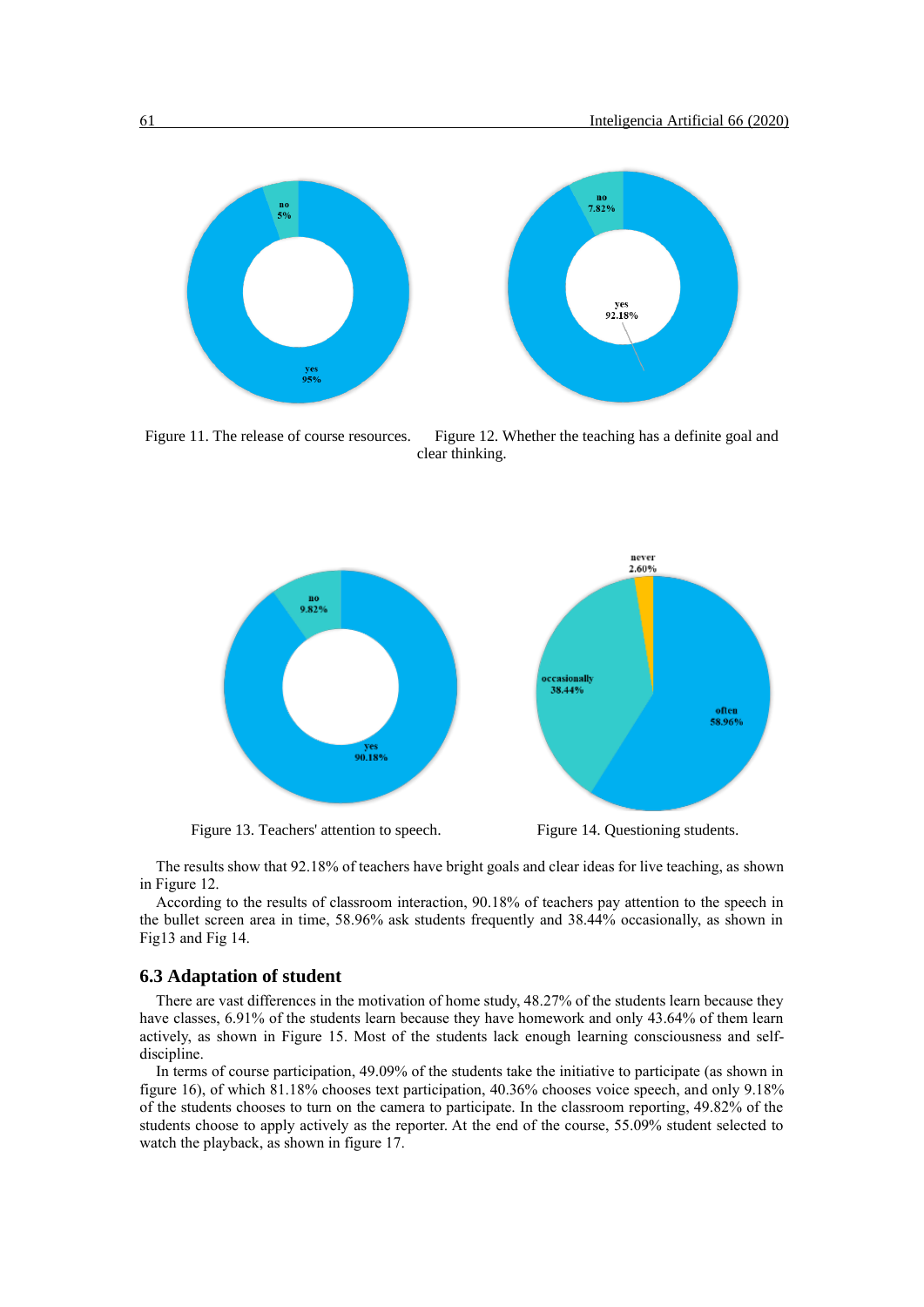no
5%
yes
95%

Figure 11. The release of course resources.

no
7.82%
yes
92.18%

Figure 12. Whether the teaching has a definite goal and clear thinking.

no
9.82%
yes
90.18%

Figure 13. Teachers' attention to speech.

never
2.60%
occasionally
38.44%
often
58.96%

Figure 14. Questioning students.

The results show that 92.18% of teachers have bright goals and clear ideas for live teaching, as shown in Figure 12.

According to the results of classroom interaction, 90.18% of teachers pay attention to the speech in the bullet screen area in time, 58.96% ask students frequently and 38.44% occasionally, as shown in Fig13 and Fig 14.

### 6.3 Adaptation of student

There are vast differences in the motivation of home study, 48.27% of the students learn because they have classes, 6.91% of the students learn because they have homework and only 43.64% of them learn actively, as shown in Figure 15. Most of the students lack enough learning consciousness and self-discipline.

In terms of course participation, 49.09% of the students take the initiative to participate (as shown in figure 16), of which 81.18% chooses text participation, 40.36% chooses voice speech, and only 9.18% of the students chooses to turn on the camera to participate. In the classroom reporting, 49.82% of the students choose to apply actively as the reporter. At the end of the course, 55.09% student selected to watch the playback, as shown in figure 17.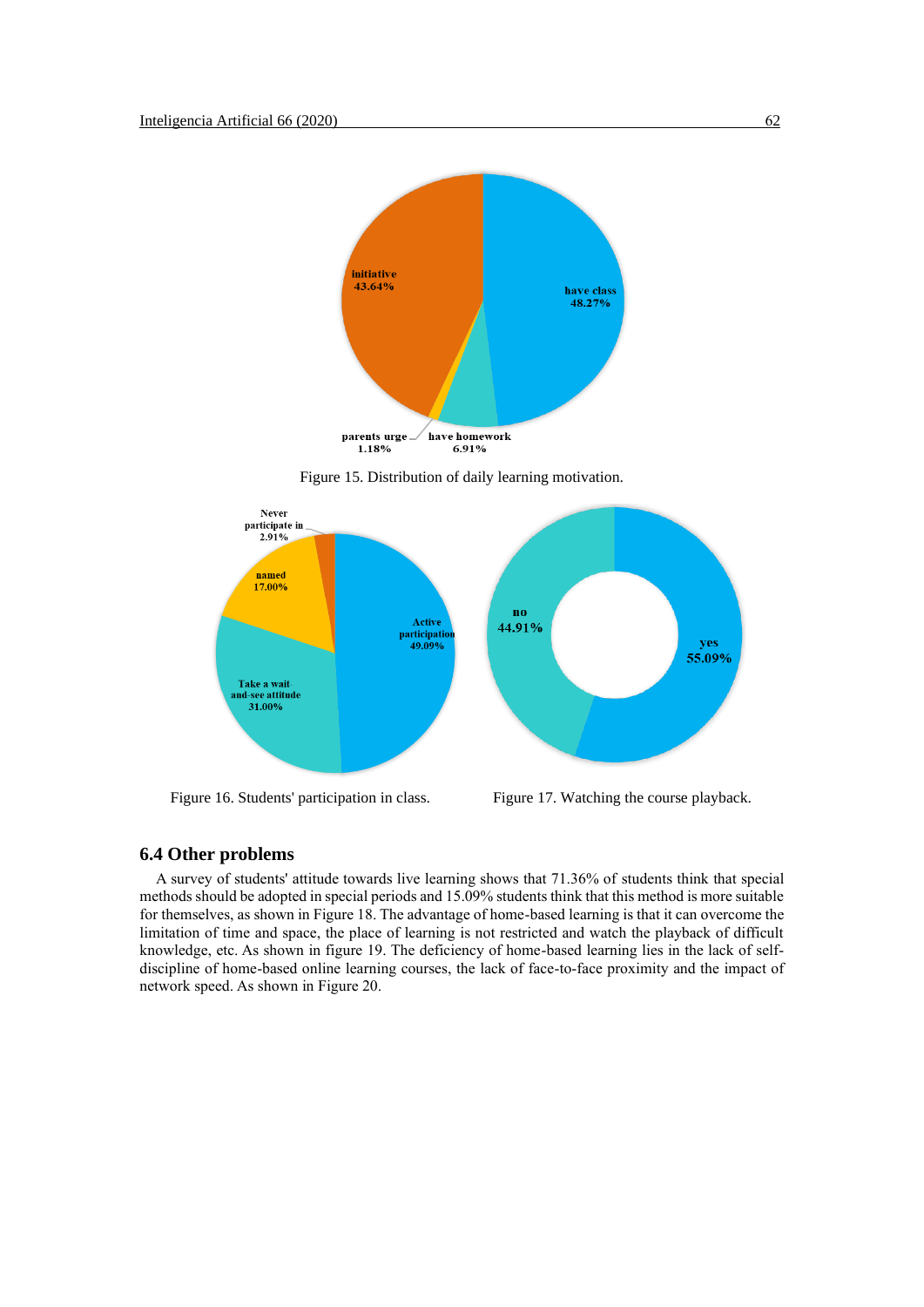initiative
43.64%

have class
48.27%

parents urge
1.18%

have homework
6.91%

Figure 15. Distribution of daily learning motivation.

Never
participate in
2.91%

named
17.00%

Active
participation
49.09%

Take a wait
and-see attitude
31.00%

no
44.91%

yes
55.09%

Figure 16. Students' participation in class.

Figure 17. Watching the course playback.

## 6.4 Other problems

A survey of students' attitude towards live learning shows that 71.36% of students think that special methods should be adopted in special periods and 15.09% students think that this method is more suitable for themselves, as shown in Figure 18. The advantage of home-based learning is that it can overcome the limitation of time and space, the place of learning is not restricted and watch the playback of difficult knowledge, etc. As shown in figure 19. The deficiency of home-based learning lies in the lack of self-discipline of home-based online learning courses, the lack of face-to-face proximity and the impact of network speed. As shown in Figure 20.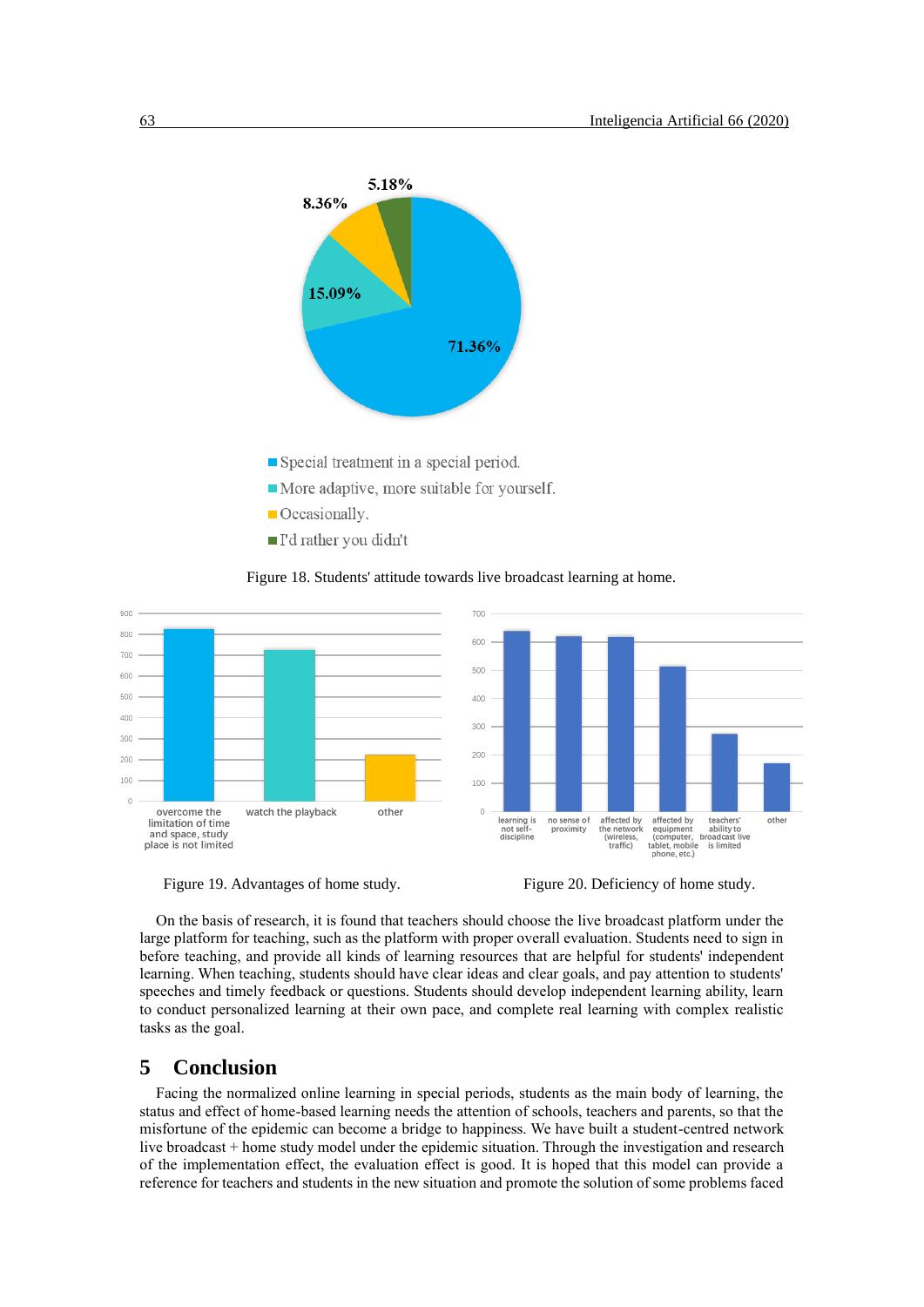5.18%

8.36%

15.09%

71.36%

Special treatment in a special period.

More adaptive, more suitable for yourself.

Occasionally.

I'd rather you didn't

Figure 18. Students' attitude towards live broadcast learning at home.

900
800
700
600
500
400
300
200
100
0

overcome the limitation of time and space, study place is not limited

watch the playback

other

Figure 19. Advantages of home study.

700
600
500
400
300
200
100
0

learning is not self-discipline

no sense of proximity

affected by the network (wireless, traffic)

affected by equipment (computer, tablet, mobile phone, etc.)

teachers' ability to broadcast live is limited

other

Figure 20. Deficiency of home study.

On the basis of research, it is found that teachers should choose the live broadcast platform under the large platform for teaching, such as the platform with proper overall evaluation. Students need to sign in before teaching, and provide all kinds of learning resources that are helpful for students' independent learning. When teaching, students should have clear ideas and clear goals, and pay attention to students' speeches and timely feedback or questions. Students should develop independent learning ability, learn to conduct personalized learning at their own pace, and complete real learning with complex realistic tasks as the goal.

## 5 Conclusion

Facing the normalized online learning in special periods, students as the main body of learning, the status and effect of home-based learning needs the attention of schools, teachers and parents, so that the misfortune of the epidemic can become a bridge to happiness. We have built a student-centred network live broadcast + home study model under the epidemic situation. Through the investigation and research of the implementation effect, the evaluation effect is good. It is hoped that this model can provide a reference for teachers and students in the new situation and promote the solution of some problems faced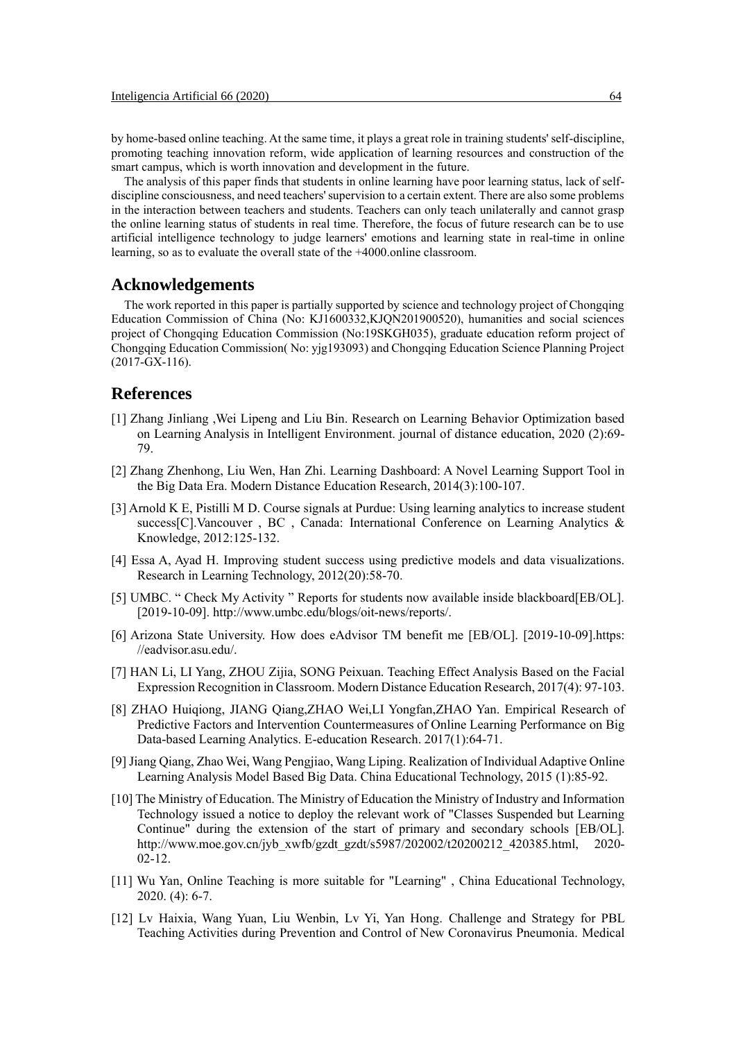by home-based online teaching. At the same time, it plays a great role in training students' self-discipline, promoting teaching innovation reform, wide application of learning resources and construction of the smart campus, which is worth innovation and development in the future.

The analysis of this paper finds that students in online learning have poor learning status, lack of self-discipline consciousness, and need teachers' supervision to a certain extent. There are also some problems in the interaction between teachers and students. Teachers can only teach unilaterally and cannot grasp the online learning status of students in real time. Therefore, the focus of future research can be to use artificial intelligence technology to judge learners' emotions and learning state in real-time in online learning, so as to evaluate the overall state of the +4000.online classroom.

## Acknowledgements

The work reported in this paper is partially supported by science and technology project of Chongqing Education Commission of China (No: KJ1600332,KJQN201900520), humanities and social sciences project of Chongqing Education Commission (No:19SKGH035), graduate education reform project of Chongqing Education Commission( No: yjg193093) and Chongqing Education Science Planning Project (2017-GX-116).

## References

[1] Zhang Jinliang ,Wei Lipeng and Liu Bin. Research on Learning Behavior Optimization based on Learning Analysis in Intelligent Environment. journal of distance education, 2020 (2):69-79.

[2] Zhang Zhenhong, Liu Wen, Han Zhi. Learning Dashboard: A Novel Learning Support Tool in the Big Data Era. Modern Distance Education Research, 2014(3):100-107.

[3] Arnold K E, Pistilli M D. Course signals at Purdue: Using learning analytics to increase student success[C].Vancouver , BC , Canada: International Conference on Learning Analytics & Knowledge, 2012:125-132.

[4] Essa A, Ayad H. Improving student success using predictive models and data visualizations. Research in Learning Technology, 2012(20):58-70.

[5] UMBC. " Check My Activity " Reports for students now available inside blackboard[EB/OL]. [2019-10-09]. http://www.umbc.edu/blogs/oit-news/reports/.

[6] Arizona State University. How does eAdvisor TM benefit me [EB/OL]. [2019-10-09].https: //eadvisor.asu.edu/.

[7] HAN Li, LI Yang, ZHOU Zijia, SONG Peixuan. Teaching Effect Analysis Based on the Facial Expression Recognition in Classroom. Modern Distance Education Research, 2017(4): 97-103.

[8] ZHAO Huiqiong, JIANG Qiang,ZHAO Wei,LI Yongfan,ZHAO Yan. Empirical Research of Predictive Factors and Intervention Countermeasures of Online Learning Performance on Big Data-based Learning Analytics. E-education Research. 2017(1):64-71.

[9] Jiang Qiang, Zhao Wei, Wang Pengjiao, Wang Liping. Realization of Individual Adaptive Online Learning Analysis Model Based Big Data. China Educational Technology, 2015 (1):85-92.

[10] The Ministry of Education. The Ministry of Education the Ministry of Industry and Information Technology issued a notice to deploy the relevant work of "Classes Suspended but Learning Continue" during the extension of the start of primary and secondary schools [EB/OL]. http://www.moe.gov.cn/jyb_xwfb/gzdt_gzdt/s5987/202002/t20200212_420385.html, 2020-02-12.

[11] Wu Yan, Online Teaching is more suitable for "Learning" , China Educational Technology, 2020. (4): 6-7.

[12] Lv Haixia, Wang Yuan, Liu Wenbin, Lv Yi, Yan Hong. Challenge and Strategy for PBL Teaching Activities during Prevention and Control of New Coronavirus Pneumonia. Medical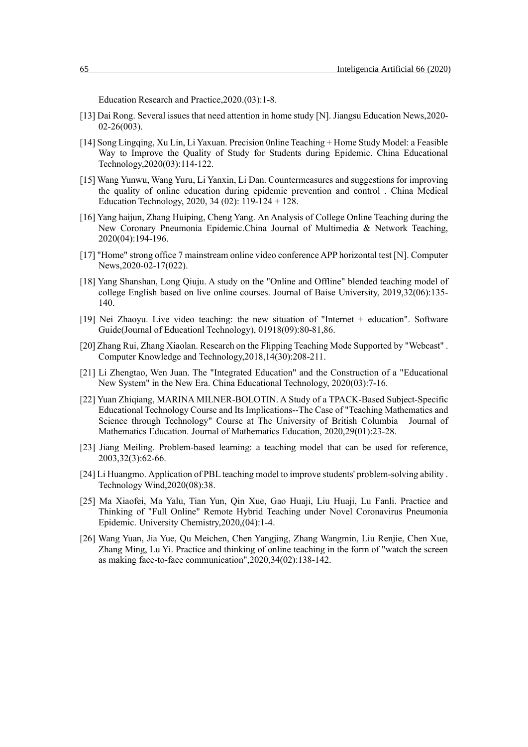Education Research and Practice,2020.(03):1-8.

[13] Dai Rong. Several issues that need attention in home study [N]. Jiangsu Education News,2020-02-26(003).

[14] Song Lingqing, Xu Lin, Li Yaxuan. Precision 0nline Teaching + Home Study Model: a Feasible Way to Improve the Quality of Study for Students during Epidemic. China Educational Technology,2020(03):114-122.

[15] Wang Yunwu, Wang Yuru, Li Yanxin, Li Dan. Countermeasures and suggestions for improving the quality of online education during epidemic prevention and control . China Medical Education Technology, 2020, 34 (02): 119-124 + 128.

[16] Yang haijun, Zhang Huiping, Cheng Yang. An Analysis of College Online Teaching during the New Coronary Pneumonia Epidemic.China Journal of Multimedia & Network Teaching, 2020(04):194-196.

[17] "Home" strong office 7 mainstream online video conference APP horizontal test [N]. Computer News,2020-02-17(022).

[18] Yang Shanshan, Long Qiuju. A study on the "Online and Offline" blended teaching model of college English based on live online courses. Journal of Baise University, 2019,32(06):135-140.

[19] Nei Zhaoyu. Live video teaching: the new situation of "Internet + education". Software Guide(Journal of Educationl Technology), 01918(09):80-81,86.

[20] Zhang Rui, Zhang Xiaolan. Research on the Flipping Teaching Mode Supported by "Webcast" . Computer Knowledge and Technology,2018,14(30):208-211.

[21] Li Zhengtao, Wen Juan. The "Integrated Education" and the Construction of a "Educational New System" in the New Era. China Educational Technology, 2020(03):7-16.

[22] Yuan Zhiqiang, MARINA MILNER-BOLOTIN. A Study of a TPACK-Based Subject-Specific Educational Technology Course and Its Implications--The Case of "Teaching Mathematics and Science through Technology" Course at The University of British Columbia Journal of Mathematics Education. Journal of Mathematics Education, 2020,29(01):23-28.

[23] Jiang Meiling. Problem-based learning: a teaching model that can be used for reference, 2003,32(3):62-66.

[24] Li Huangmo. Application of PBL teaching model to improve students' problem-solving ability . Technology Wind,2020(08):38.

[25] Ma Xiaofei, Ma Yalu, Tian Yun, Qin Xue, Gao Huaji, Liu Huaji, Lu Fanli. Practice and Thinking of "Full Online" Remote Hybrid Teaching under Novel Coronavirus Pneumonia Epidemic. University Chemistry,2020,(04):1-4.

[26] Wang Yuan, Jia Yue, Qu Meichen, Chen Yangjing, Zhang Wangmin, Liu Renjie, Chen Xue, Zhang Ming, Lu Yi. Practice and thinking of online teaching in the form of "watch the screen as making face-to-face communication",2020,34(02):138-142.